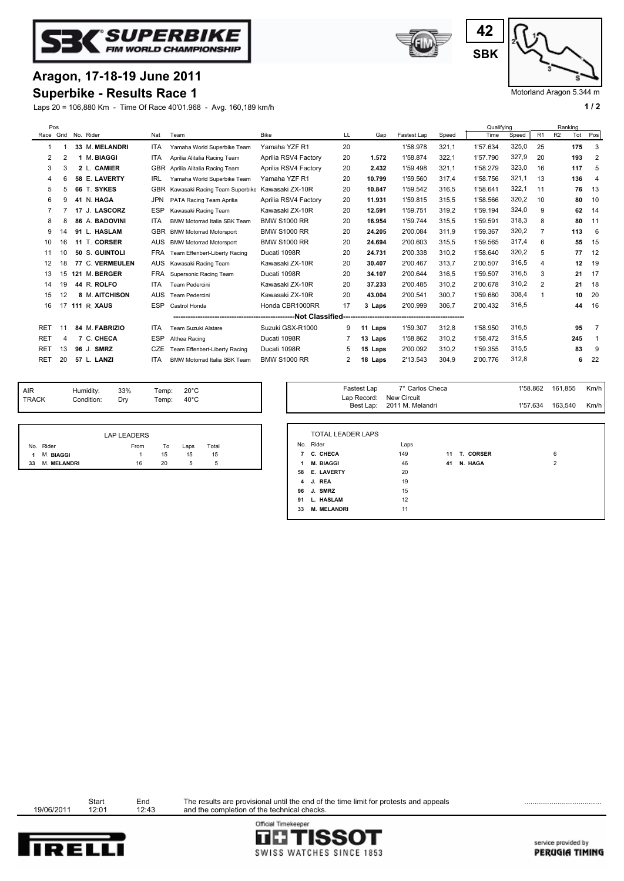# SBK SUPERBIKE FIM WORLD CHAMPIONSHIP

42 SBK

Motorland Aragon 5.344 m

## Aragon, 17-18-19 June 2011

## Superbike - Results Race 1

Laps 20 = 106,880 Km - Time Of Race 40'01.968 - Avg. 160,189 km/h

| Pos Race | Grid | No. | Rider | Nat | Team | Bike | LL | Gap | Fastest Lap | Speed | Qualifying Time | Qualifying Speed | Ranking R1 | Ranking R2 | Ranking Tot | Ranking Pos |
|---|---|---|---|---|---|---|---|---|---|---|---|---|---|---|---|---|
| 1 | 1 | 33 | M. **MELANDRI** | ITA | Yamaha World Superbike Team | Yamaha YZF R1 | 20 | | 1'58.978 | 321,1 | 1'57.634 | 325,0 | 25 | | **175** | 3 |
| 2 | 2 | 1 | M. **BIAGGI** | ITA | Aprilia Alitalia Racing Team | Aprilia RSV4 Factory | 20 | **1.572** | 1'58.874 | 322,1 | 1'57.790 | 327,9 | 20 | | **193** | 2 |
| 3 | 3 | 2 | L. **CAMIER** | GBR | Aprilia Alitalia Racing Team | Aprilia RSV4 Factory | 20 | **2.432** | 1'59.498 | 321,1 | 1'58.279 | 323,0 | 16 | | **117** | 5 |
| 4 | 6 | 58 | E. **LAVERTY** | IRL | Yamaha World Superbike Team | Yamaha YZF R1 | 20 | **10.799** | 1'59.560 | 317,4 | 1'58.756 | 321,1 | 13 | | **136** | 4 |
| 5 | 5 | 66 | T. **SYKES** | GBR | Kawasaki Racing Team Superbike | Kawasaki ZX-10R | 20 | **10.847** | 1'59.542 | 316,5 | 1'58.641 | 322,1 | 11 | | **76** | 13 |
| 6 | 9 | 41 | N. **HAGA** | JPN | PATA Racing Team Aprilia | Aprilia RSV4 Factory | 20 | **11.931** | 1'59.815 | 315,5 | 1'58.566 | 320,2 | 10 | | **80** | 10 |
| 7 | 7 | 17 | J. **LASCORZ** | ESP | Kawasaki Racing Team | Kawasaki ZX-10R | 20 | **12.591** | 1'59.751 | 319,2 | 1'59.194 | 324,0 | 9 | | **62** | 14 |
| 8 | 8 | 86 | A. **BADOVINI** | ITA | BMW Motorrad Italia SBK Team | BMW S1000 RR | 20 | **16.954** | 1'59.744 | 315,5 | 1'59.591 | 318,3 | 8 | | **80** | 11 |
| 9 | 14 | 91 | L. **HASLAM** | GBR | BMW Motorrad Motorsport | BMW S1000 RR | 20 | **24.205** | 2'00.084 | 311,9 | 1'59.367 | 320,2 | 7 | | **113** | 6 |
| 10 | 16 | 11 | T. **CORSER** | AUS | BMW Motorrad Motorsport | BMW S1000 RR | 20 | **24.694** | 2'00.603 | 315,5 | 1'59.565 | 317,4 | 6 | | **55** | 15 |
| 11 | 10 | 50 | S. **GUINTOLI** | FRA | Team Effenbert-Liberty Racing | Ducati 1098R | 20 | **24.731** | 2'00.338 | 310,2 | 1'58.640 | 320,2 | 5 | | **77** | 12 |
| 12 | 18 | 77 | C. **VERMEULEN** | AUS | Kawasaki Racing Team | Kawasaki ZX-10R | 20 | **30.407** | 2'00.467 | 313,7 | 2'00.507 | 316,5 | 4 | | **12** | 19 |
| 13 | 15 | 121 | M. **BERGER** | FRA | Supersonic Racing Team | Ducati 1098R | 20 | **34.107** | 2'00.644 | 316,5 | 1'59.507 | 316,5 | 3 | | **21** | 17 |
| 14 | 19 | 44 | R. **ROLFO** | ITA | Team Pedercini | Kawasaki ZX-10R | 20 | **37.233** | 2'00.485 | 310,2 | 2'00.678 | 310,2 | 2 | | **21** | 18 |
| 15 | 12 | 8 | M. **AITCHISON** | AUS | Team Pedercini | Kawasaki ZX-10R | 20 | **43.004** | 2'00.541 | 300,7 | 1'59.680 | 308,4 | 1 | | **10** | 20 |
| 16 | 17 | 111 | R. **XAUS** | ESP | Castrol Honda | Honda CBR1000RR | 17 | **3 Laps** | 2'00.999 | 306,7 | 2'00.432 | 316,5 | | | **44** | 16 |
| | | | | | | **Not Classified** | | | | | | | | | | |
| RET | 11 | 84 | M. **FABRIZIO** | ITA | Team Suzuki Alstare | Suzuki GSX-R1000 | 9 | **11 Laps** | 1'59.307 | 312,8 | 1'58.950 | 316,5 | | | **95** | 7 |
| RET | 4 | 7 | C. **CHECA** | ESP | Althea Racing | Ducati 1098R | 7 | **13 Laps** | 1'58.862 | 310,2 | 1'58.472 | 315,5 | | | **245** | 1 |
| RET | 13 | 96 | J. **SMRZ** | CZE | Team Effenbert-Liberty Racing | Ducati 1098R | 5 | **15 Laps** | 2'00.092 | 310,2 | 1'59.355 | 315,5 | | | **83** | 9 |
| RET | 20 | 57 | L. **LANZI** | ITA | BMW Motorrad Italia SBK Team | BMW S1000 RR | 2 | **18 Laps** | 2'13.543 | 304,9 | 2'00.776 | 312,8 | | | **6** | 22 |

| | | | | |
|---|---|---|---|---|
| AIR | Humidity: | 33% | Temp: | 20°C |
| TRACK | Condition: | Dry | Temp: | 40°C |

| | | | |
|---|---|---|---|
| Fastest Lap | 7° Carlos Checa | 1'58.862 | 161,855 Km/h |
| Lap Record: | New Circuit | | |
| Best Lap: | 2011 M. Melandri | 1'57.634 | 163,540 Km/h |

**LAP LEADERS**

| No. | Rider | From | To | Laps | Total |
|---|---|---|---|---|---|
| 1 | M. **BIAGGI** | 1 | 15 | 15 | 15 |
| 33 | M. **MELANDRI** | 16 | 20 | 5 | 5 |

**TOTAL LEADER LAPS**

| No. | Rider | Laps |
|---|---|---|
| 7 | **C. CHECA** | 149 |
| 1 | **M. BIAGGI** | 46 |
| 58 | **E. LAVERTY** | 20 |
| 4 | **J. REA** | 19 |
| 96 | **J. SMRZ** | 15 |
| 91 | **L. HASLAM** | 12 |
| 33 | **M. MELANDRI** | 11 |
| 11 | **T. CORSER** | 6 |
| 41 | **N. HAGA** | 2 |

| | Start | End |
|---|---|---|
| 19/06/2011 | 12:01 | 12:43 |

The results are provisional until the end of the time limit for protests and appeals and the completion of the technical checks.

Official Timekeeper TISSOT SWISS WATCHES SINCE 1853

service provided by PERUGIA TIMING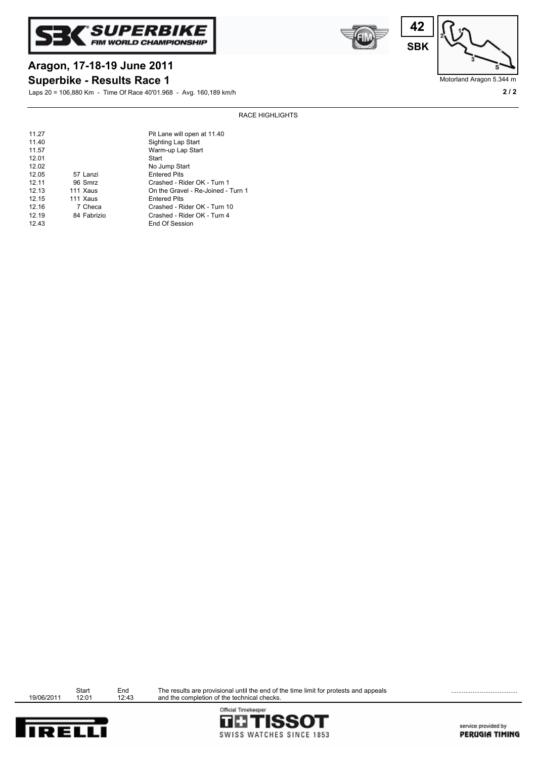# Aragon, 17-18-19 June 2011

## Superbike - Results Race 1

Laps 20 = 106,880 Km - Time Of Race 40'01.968 - Avg. 160,189 km/h

Motorland Aragon 5.344 m

42 SBK

### RACE HIGHLIGHTS

| Time | Rider | Event |
|---|---|---|
| 11.27 | | Pit Lane will open at 11.40 |
| 11.40 | | Sighting Lap Start |
| 11.57 | | Warm-up Lap Start |
| 12.01 | | Start |
| 12.02 | | No Jump Start |
| 12.05 | 57 Lanzi | Entered Pits |
| 12.11 | 96 Smrz | Crashed - Rider OK - Turn 1 |
| 12.13 | 111 Xaus | On the Gravel - Re-Joined - Turn 1 |
| 12.15 | 111 Xaus | Entered Pits |
| 12.16 | 7 Checa | Crashed - Rider OK - Turn 10 |
| 12.19 | 84 Fabrizio | Crashed - Rider OK - Turn 4 |
| 12.43 | | End Of Session |

| | Start | End |
|---|---|---|
| 19/06/2011 | 12:01 | 12:43 |

The results are provisional until the end of the time limit for protests and appeals and the completion of the technical checks.

....................................

Official Timekeeper TISSOT SWISS WATCHES SINCE 1853

service provided by PERUGIA TIMING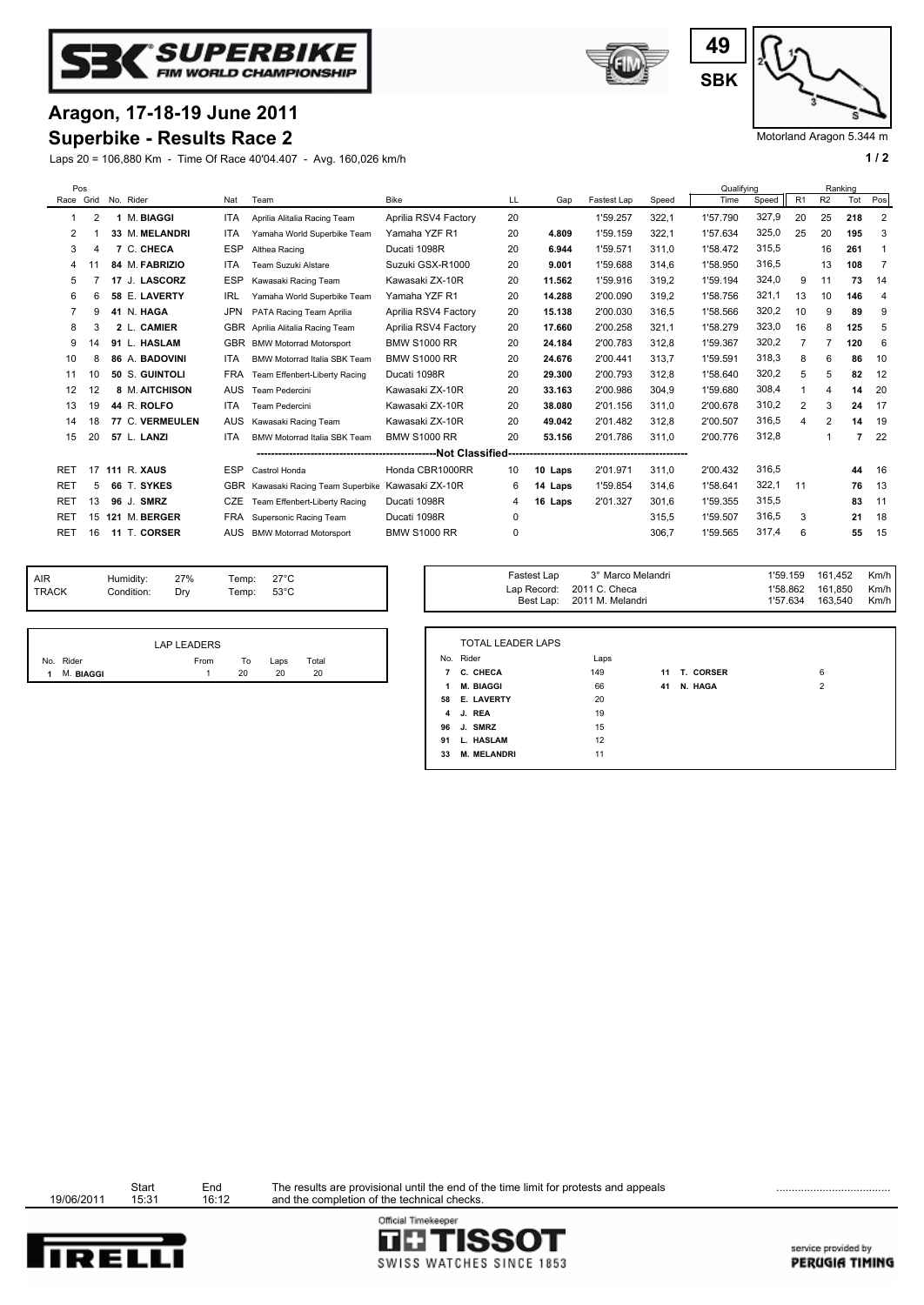# Aragon, 17-18-19 June 2011

## Superbike - Results Race 2

49 SBK

Motorland Aragon 5.344 m

Laps 20 = 106,880 Km - Time Of Race 40'04.407 - Avg. 160,026 km/h

| Pos Race | Pos Grid | No. | Rider | Nat | Team | Bike | LL | Gap | Fastest Lap | Speed | Qualifying Time | Qualifying Speed | Ranking R1 | Ranking R2 | Ranking Tot | Ranking Pos |
|---|---|---|---|---|---|---|---|---|---|---|---|---|---|---|---|---|
| 1 | 2 | 1 | M. **BIAGGI** | ITA | Aprilia Alitalia Racing Team | Aprilia RSV4 Factory | 20 | | 1'59.257 | 322,1 | 1'57.790 | 327,9 | 20 | 25 | **218** | 2 |
| 2 | 1 | 33 | M. **MELANDRI** | ITA | Yamaha World Superbike Team | Yamaha YZF R1 | 20 | **4.809** | 1'59.159 | 322,1 | 1'57.634 | 325,0 | 25 | 20 | **195** | 3 |
| 3 | 4 | 7 | C. **CHECA** | ESP | Althea Racing | Ducati 1098R | 20 | **6.944** | 1'59.571 | 311,0 | 1'58.472 | 315,5 | | 16 | **261** | 1 |
| 4 | 11 | 84 | M. **FABRIZIO** | ITA | Team Suzuki Alstare | Suzuki GSX-R1000 | 20 | **9.001** | 1'59.688 | 314,6 | 1'58.950 | 316,5 | | 13 | **108** | 7 |
| 5 | 7 | 17 | J. **LASCORZ** | ESP | Kawasaki Racing Team | Kawasaki ZX-10R | 20 | **11.562** | 1'59.916 | 319,2 | 1'59.194 | 324,0 | 9 | 11 | **73** | 14 |
| 6 | 6 | 58 | E. **LAVERTY** | IRL | Yamaha World Superbike Team | Yamaha YZF R1 | 20 | **14.288** | 2'00.090 | 319,2 | 1'58.756 | 321,1 | 13 | 10 | **146** | 4 |
| 7 | 9 | 41 | N. **HAGA** | JPN | PATA Racing Team Aprilia | Aprilia RSV4 Factory | 20 | **15.138** | 2'00.030 | 316,5 | 1'58.566 | 320,2 | 10 | 9 | **89** | 9 |
| 8 | 3 | 2 | L. **CAMIER** | GBR | Aprilia Alitalia Racing Team | Aprilia RSV4 Factory | 20 | **17.660** | 2'00.258 | 321,1 | 1'58.279 | 323,0 | 16 | 8 | **125** | 5 |
| 9 | 14 | 91 | L. **HASLAM** | GBR | BMW Motorrad Motorsport | BMW S1000 RR | 20 | **24.184** | 2'00.783 | 312,8 | 1'59.367 | 320,2 | 7 | 7 | **120** | 6 |
| 10 | 8 | 86 | A. **BADOVINI** | ITA | BMW Motorrad Italia SBK Team | BMW S1000 RR | 20 | **24.676** | 2'00.441 | 313,7 | 1'59.591 | 318,3 | 8 | 6 | **86** | 10 |
| 11 | 10 | 50 | S. **GUINTOLI** | FRA | Team Effenbert-Liberty Racing | Ducati 1098R | 20 | **29.300** | 2'00.793 | 312,8 | 1'58.640 | 320,2 | 5 | 5 | **82** | 12 |
| 12 | 12 | 8 | M. **AITCHISON** | AUS | Team Pedercini | Kawasaki ZX-10R | 20 | **33.163** | 2'00.986 | 304,9 | 1'59.680 | 308,4 | 1 | 4 | **14** | 20 |
| 13 | 19 | 44 | R. **ROLFO** | ITA | Team Pedercini | Kawasaki ZX-10R | 20 | **38.080** | 2'01.156 | 311,0 | 2'00.678 | 310,2 | 2 | 3 | **24** | 17 |
| 14 | 18 | 77 | C. **VERMEULEN** | AUS | Kawasaki Racing Team | Kawasaki ZX-10R | 20 | **49.042** | 2'01.482 | 312,8 | 2'00.507 | 316,5 | 4 | 2 | **14** | 19 |
| 15 | 20 | 57 | L. **LANZI** | ITA | BMW Motorrad Italia SBK Team | BMW S1000 RR | 20 | **53.156** | 2'01.786 | 311,0 | 2'00.776 | 312,8 | | 1 | **7** | 22 |
| | | | | | | **Not Classified** | | | | | | | | | | |
| RET | 17 | 111 | R. **XAUS** | ESP | Castrol Honda | Honda CBR1000RR | 10 | **10 Laps** | 2'01.971 | 311,0 | 2'00.432 | 316,5 | | | **44** | 16 |
| RET | 5 | 66 | T. **SYKES** | GBR | Kawasaki Racing Team Superbike | Kawasaki ZX-10R | 6 | **14 Laps** | 1'59.854 | 314,6 | 1'58.641 | 322,1 | 11 | | **76** | 13 |
| RET | 13 | 96 | J. **SMRZ** | CZE | Team Effenbert-Liberty Racing | Ducati 1098R | 4 | **16 Laps** | 2'01.327 | 301,6 | 1'59.355 | 315,5 | | | **83** | 11 |
| RET | 15 | 121 | M. **BERGER** | FRA | Supersonic Racing Team | Ducati 1098R | 0 | | | 315,5 | 1'59.507 | 316,5 | 3 | | **21** | 18 |
| RET | 16 | 11 | T. **CORSER** | AUS | BMW Motorrad Motorsport | BMW S1000 RR | 0 | | | 306,7 | 1'59.565 | 317,4 | 6 | | **55** | 15 |

| | | | | |
|---|---|---|---|---|
| AIR | Humidity: | 27% | Temp: | 27°C |
| TRACK | Condition: | Dry | Temp: | 53°C |

| | | | |
|---|---|---|---|
| Fastest Lap | 3° Marco Melandri | 1'59.159 | 161,452 Km/h |
| Lap Record: | 2011 C. Checa | 1'58.862 | 161,850 Km/h |
| Best Lap: | 2011 M. Melandri | 1'57.634 | 163,540 Km/h |

**LAP LEADERS**

| No. | Rider | From | To | Laps | Total |
|---|---|---|---|---|---|
| 1 | M. **BIAGGI** | 1 | 20 | 20 | 20 |

**TOTAL LEADER LAPS**

| No. | Rider | Laps |
|---|---|---|
| 7 | **C. CHECA** | 149 |
| 1 | **M. BIAGGI** | 66 |
| 58 | **E. LAVERTY** | 20 |
| 4 | **J. REA** | 19 |
| 96 | **J. SMRZ** | 15 |
| 91 | **L. HASLAM** | 12 |
| 33 | **M. MELANDRI** | 11 |
| 11 | **T. CORSER** | 6 |
| 41 | **N. HAGA** | 2 |

| | Start | End |
|---|---|---|
| 19/06/2011 | 15:31 | 16:12 |

The results are provisional until the end of the time limit for protests and appeals and the completion of the technical checks.

Official Timekeeper TISSOT SWISS WATCHES SINCE 1853

service provided by PERUGIA TIMING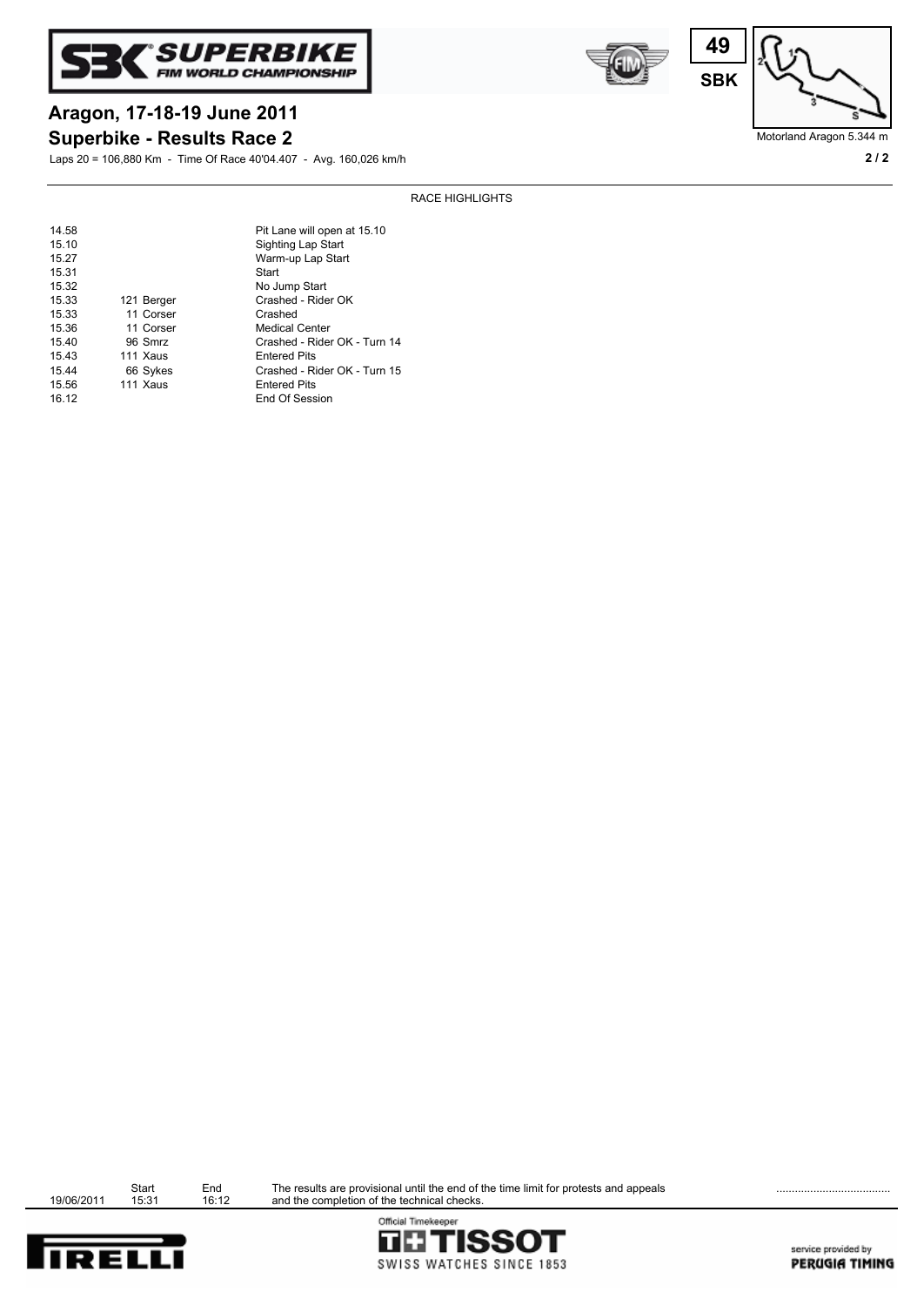# Aragon, 17-18-19 June 2011

## Superbike - Results Race 2

Laps 20 = 106,880 Km - Time Of Race 40'04.407 - Avg. 160,026 km/h

Motorland Aragon 5.344 m

49 SBK

RACE HIGHLIGHTS

| Time | Rider | Event |
|---|---|---|
| 14.58 | | Pit Lane will open at 15.10 |
| 15.10 | | Sighting Lap Start |
| 15.27 | | Warm-up Lap Start |
| 15.31 | | Start |
| 15.32 | | No Jump Start |
| 15.33 | 121 Berger | Crashed - Rider OK |
| 15.33 | 11 Corser | Crashed |
| 15.36 | 11 Corser | Medical Center |
| 15.40 | 96 Smrz | Crashed - Rider OK - Turn 14 |
| 15.43 | 111 Xaus | Entered Pits |
| 15.44 | 66 Sykes | Crashed - Rider OK - Turn 15 |
| 15.56 | 111 Xaus | Entered Pits |
| 16.12 | | End Of Session |

| | Start | End | |
|---|---|---|---|
| 19/06/2011 | 15:31 | 16:12 | The results are provisional until the end of the time limit for protests and appeals and the completion of the technical checks. |

....................................

Official Timekeeper TISSOT SWISS WATCHES SINCE 1853

service provided by PERUGIA TIMING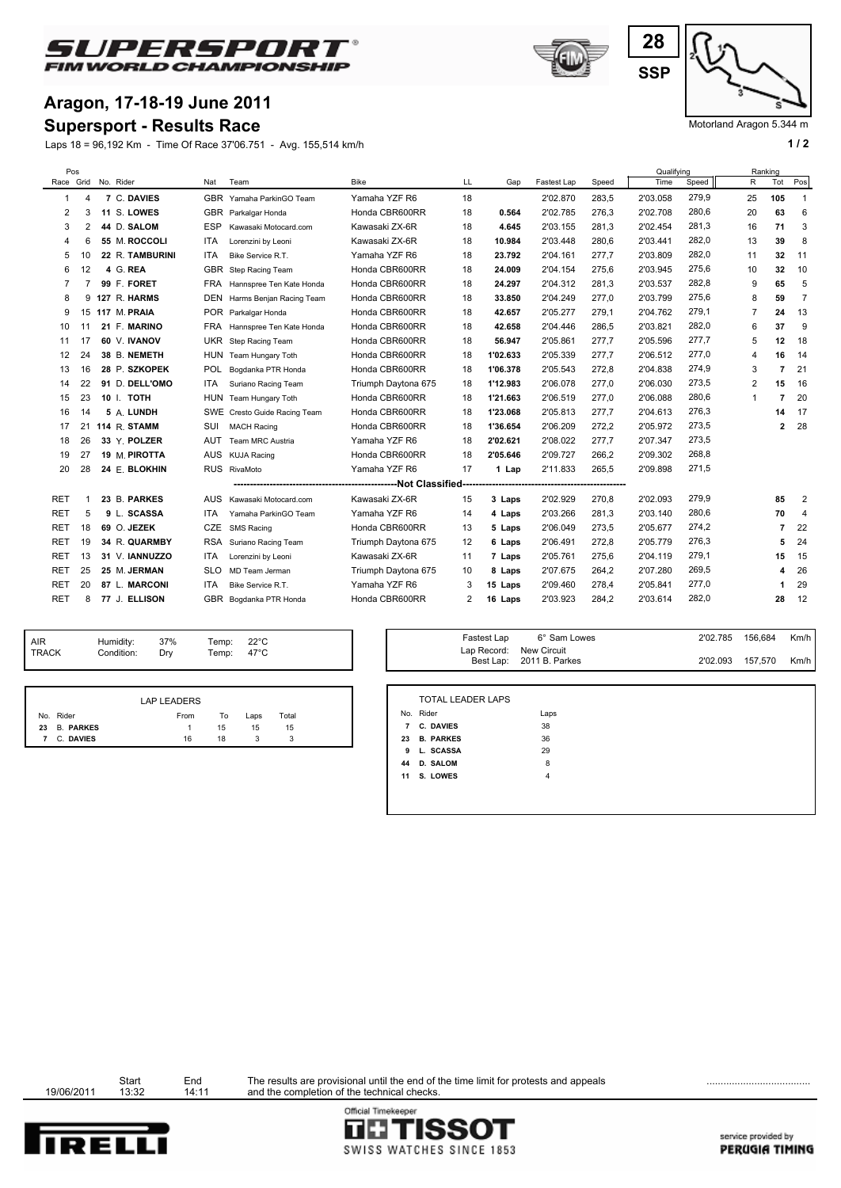# SUPERSPORT FIM WORLD CHAMPIONSHIP

28 SSP

Motorland Aragon 5.344 m

## Aragon, 17-18-19 June 2011

## Supersport - Results Race

Laps 18 = 96,192 Km - Time Of Race 37'06.751 - Avg. 155,514 km/h

| Pos Race | Grid | No. | Rider | Nat | Team | Bike | LL | Gap | Fastest Lap | Speed | Qualifying Time | Qualifying Speed | Ranking R | Ranking Tot | Ranking Pos |
|---|---|---|---|---|---|---|---|---|---|---|---|---|---|---|---|
| 1 | 4 | 7 | C. DAVIES | GBR | Yamaha ParkinGO Team | Yamaha YZF R6 | 18 | | 2'02.870 | 283,5 | 2'03.058 | 279,9 | 25 | 105 | 1 |
| 2 | 3 | 11 | S. LOWES | GBR | Parkalgar Honda | Honda CBR600RR | 18 | 0.564 | 2'02.785 | 276,3 | 2'02.708 | 280,6 | 20 | 63 | 6 |
| 3 | 2 | 44 | D. SALOM | ESP | Kawasaki Motocard.com | Kawasaki ZX-6R | 18 | 4.645 | 2'03.155 | 281,3 | 2'02.454 | 281,3 | 16 | 71 | 3 |
| 4 | 6 | 55 | M. ROCCOLI | ITA | Lorenzini by Leoni | Kawasaki ZX-6R | 18 | 10.984 | 2'03.448 | 280,6 | 2'03.441 | 282,0 | 13 | 39 | 8 |
| 5 | 10 | 22 | R. TAMBURINI | ITA | Bike Service R.T. | Yamaha YZF R6 | 18 | 23.792 | 2'04.161 | 277,7 | 2'03.809 | 282,0 | 11 | 32 | 11 |
| 6 | 12 | 4 | G. REA | GBR | Step Racing Team | Honda CBR600RR | 18 | 24.009 | 2'04.154 | 275,6 | 2'03.945 | 275,6 | 10 | 32 | 10 |
| 7 | 7 | 99 | F. FORET | FRA | Hannspree Ten Kate Honda | Honda CBR600RR | 18 | 24.297 | 2'04.312 | 281,3 | 2'03.537 | 282,8 | 9 | 65 | 5 |
| 8 | 9 | 127 | R. HARMS | DEN | Harms Benjan Racing Team | Honda CBR600RR | 18 | 33.850 | 2'04.249 | 277,0 | 2'03.799 | 275,6 | 8 | 59 | 7 |
| 9 | 15 | 117 | M. PRAIA | POR | Parkalgar Honda | Honda CBR600RR | 18 | 42.657 | 2'05.277 | 279,1 | 2'04.762 | 279,1 | 7 | 24 | 13 |
| 10 | 11 | 21 | F. MARINO | FRA | Hannspree Ten Kate Honda | Honda CBR600RR | 18 | 42.658 | 2'04.446 | 286,5 | 2'03.821 | 282,0 | 6 | 37 | 9 |
| 11 | 17 | 60 | V. IVANOV | UKR | Step Racing Team | Honda CBR600RR | 18 | 56.947 | 2'05.861 | 277,7 | 2'05.596 | 277,7 | 5 | 12 | 18 |
| 12 | 24 | 38 | B. NEMETH | HUN | Team Hungary Toth | Honda CBR600RR | 18 | 1'02.633 | 2'05.339 | 277,7 | 2'06.512 | 277,0 | 4 | 16 | 14 |
| 13 | 16 | 28 | P. SZKOPEK | POL | Bogdanka PTR Honda | Honda CBR600RR | 18 | 1'06.378 | 2'05.543 | 272,8 | 2'04.838 | 274,9 | 3 | 7 | 21 |
| 14 | 22 | 91 | D. DELL'OMO | ITA | Suriano Racing Team | Triumph Daytona 675 | 18 | 1'12.983 | 2'06.078 | 277,0 | 2'06.030 | 273,5 | 2 | 15 | 16 |
| 15 | 23 | 10 | I. TOTH | HUN | Team Hungary Toth | Honda CBR600RR | 18 | 1'21.663 | 2'06.519 | 277,0 | 2'06.088 | 280,6 | 1 | 7 | 20 |
| 16 | 14 | 5 | A. LUNDH | SWE | Cresto Guide Racing Team | Honda CBR600RR | 18 | 1'23.068 | 2'05.813 | 277,7 | 2'04.613 | 276,3 | | 14 | 17 |
| 17 | 21 | 114 | R. STAMM | SUI | MACH Racing | Honda CBR600RR | 18 | 1'36.654 | 2'06.209 | 272,2 | 2'05.972 | 273,5 | | 2 | 28 |
| 18 | 26 | 33 | Y. POLZER | AUT | Team MRC Austria | Yamaha YZF R6 | 18 | 2'02.621 | 2'08.022 | 277,7 | 2'07.347 | 273,5 | | | |
| 19 | 27 | 19 | M. PIROTTA | AUS | KUJA Racing | Honda CBR600RR | 18 | 2'05.646 | 2'09.727 | 266,2 | 2'09.302 | 268,8 | | | |
| 20 | 28 | 24 | E. BLOKHIN | RUS | RivaMoto | Yamaha YZF R6 | 17 | 1 Lap | 2'11.833 | 265,5 | 2'09.898 | 271,5 | | | |
| | | | | | | **Not Classified** | | | | | | | | | |
| RET | 1 | 23 | B. PARKES | AUS | Kawasaki Motocard.com | Kawasaki ZX-6R | 15 | 3 Laps | 2'02.929 | 270,8 | 2'02.093 | 279,9 | | 85 | 2 |
| RET | 5 | 9 | L. SCASSA | ITA | Yamaha ParkinGO Team | Yamaha YZF R6 | 14 | 4 Laps | 2'03.266 | 281,3 | 2'03.140 | 280,6 | | 70 | 4 |
| RET | 18 | 69 | O. JEZEK | CZE | SMS Racing | Honda CBR600RR | 13 | 5 Laps | 2'06.049 | 273,5 | 2'05.677 | 274,2 | | 7 | 22 |
| RET | 19 | 34 | R. QUARMBY | RSA | Suriano Racing Team | Triumph Daytona 675 | 12 | 6 Laps | 2'06.491 | 272,8 | 2'05.779 | 276,3 | | 5 | 24 |
| RET | 13 | 31 | V. IANNUZZO | ITA | Lorenzini by Leoni | Kawasaki ZX-6R | 11 | 7 Laps | 2'05.761 | 275,6 | 2'04.119 | 279,1 | | 15 | 15 |
| RET | 25 | 25 | M. JERMAN | SLO | MD Team Jerman | Triumph Daytona 675 | 10 | 8 Laps | 2'07.675 | 264,2 | 2'07.280 | 269,5 | | 4 | 26 |
| RET | 20 | 87 | L. MARCONI | ITA | Bike Service R.T. | Yamaha YZF R6 | 3 | 15 Laps | 2'09.460 | 278,4 | 2'05.841 | 277,0 | | 1 | 29 |
| RET | 8 | 77 | J. ELLISON | GBR | Bogdanka PTR Honda | Honda CBR600RR | 2 | 16 Laps | 2'03.923 | 284,2 | 2'03.614 | 282,0 | | 28 | 12 |

| | | | | |
|---|---|---|---|---|
| AIR | Humidity: | 37% | Temp: | 22°C |
| TRACK | Condition: | Dry | Temp: | 47°C |

| | | | | |
|---|---|---|---|---|
| Fastest Lap | 6° Sam Lowes | 2'02.785 | 156,684 | Km/h |
| Lap Record: | New Circuit | | | |
| Best Lap: | 2011 B. Parkes | 2'02.093 | 157,570 | Km/h |

**LAP LEADERS**

| No. | Rider | From | To | Laps | Total |
|---|---|---|---|---|---|
| 23 | B. PARKES | 1 | 15 | 15 | 15 |
| 7 | C. DAVIES | 16 | 18 | 3 | 3 |

**TOTAL LEADER LAPS**

| No. | Rider | Laps |
|---|---|---|
| 7 | C. DAVIES | 38 |
| 23 | B. PARKES | 36 |
| 9 | L. SCASSA | 29 |
| 44 | D. SALOM | 8 |
| 11 | S. LOWES | 4 |

| | Start | End |
|---|---|---|
| 19/06/2011 | 13:32 | 14:11 |

The results are provisional until the end of the time limit for protests and appeals and the completion of the technical checks.

Official Timekeeper TISSOT SWISS WATCHES SINCE 1853

service provided by PERUGIA TIMING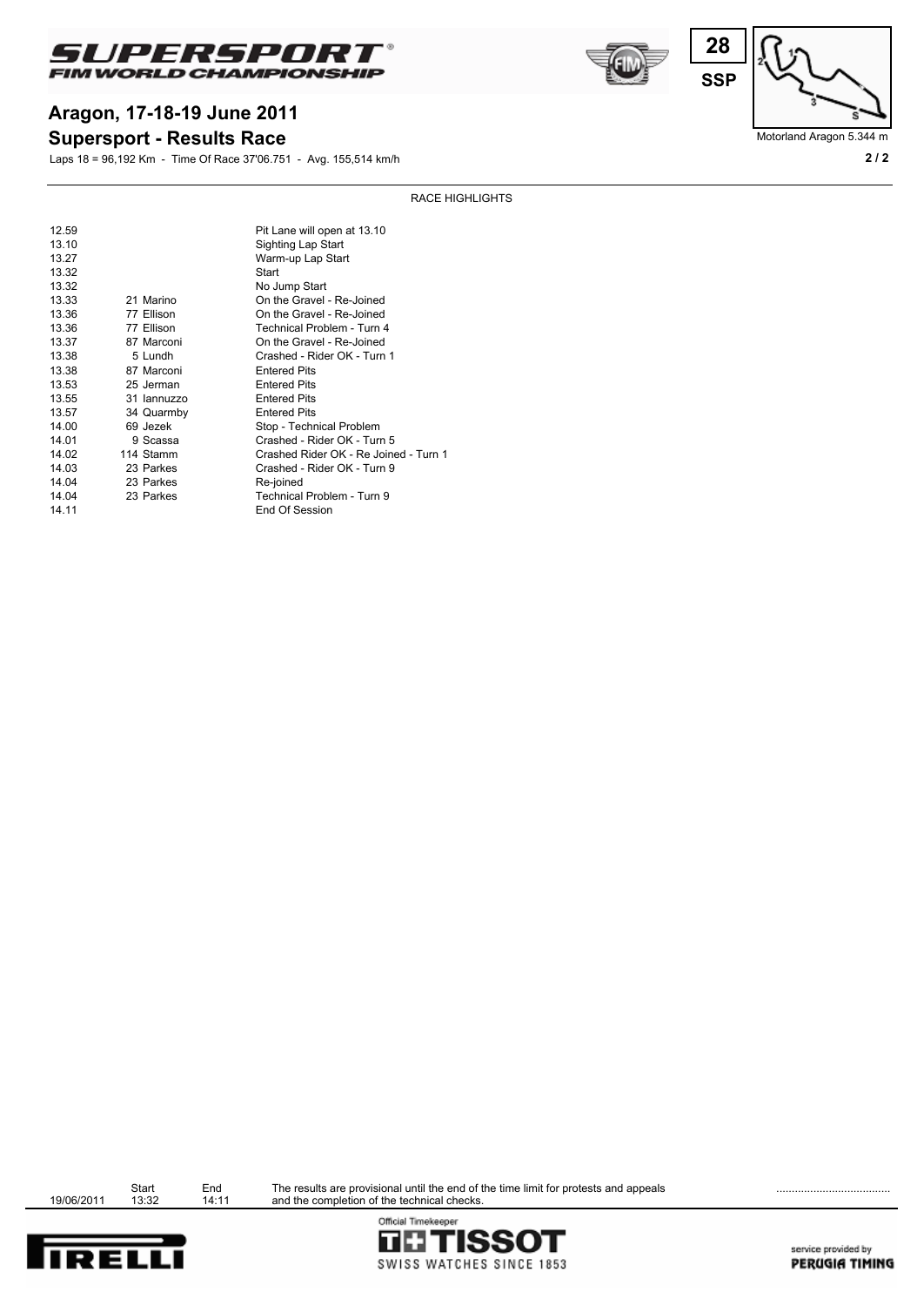# SUPERSPORT FIM WORLD CHAMPIONSHIP

**28**
**SSP**

## Aragon, 17-18-19 June 2011

## Supersport - Results Race

Laps 18 = 96,192 Km - Time Of Race 37'06.751 - Avg. 155,514 km/h

Motorland Aragon 5.344 m

### RACE HIGHLIGHTS

| | | |
|---|---|---|
| 12.59 | | Pit Lane will open at 13.10 |
| 13.10 | | Sighting Lap Start |
| 13.27 | | Warm-up Lap Start |
| 13.32 | | Start |
| 13.32 | | No Jump Start |
| 13.33 | 21 Marino | On the Gravel - Re-Joined |
| 13.36 | 77 Ellison | On the Gravel - Re-Joined |
| 13.36 | 77 Ellison | Technical Problem - Turn 4 |
| 13.37 | 87 Marconi | On the Gravel - Re-Joined |
| 13.38 | 5 Lundh | Crashed - Rider OK - Turn 1 |
| 13.38 | 87 Marconi | Entered Pits |
| 13.53 | 25 Jerman | Entered Pits |
| 13.55 | 31 Iannuzzo | Entered Pits |
| 13.57 | 34 Quarmby | Entered Pits |
| 14.00 | 69 Jezek | Stop - Technical Problem |
| 14.01 | 9 Scassa | Crashed - Rider OK - Turn 5 |
| 14.02 | 114 Stamm | Crashed Rider OK - Re Joined - Turn 1 |
| 14.03 | 23 Parkes | Crashed - Rider OK - Turn 9 |
| 14.04 | 23 Parkes | Re-joined |
| 14.04 | 23 Parkes | Technical Problem - Turn 9 |
| 14.11 | | End Of Session |

| | Start | End | |
|---|---|---|---|
| 19/06/2011 | 13:32 | 14:11 | The results are provisional until the end of the time limit for protests and appeals and the completion of the technical checks. |

Official Timekeeper TISSOT SWISS WATCHES SINCE 1853

service provided by PERUGIA TIMING